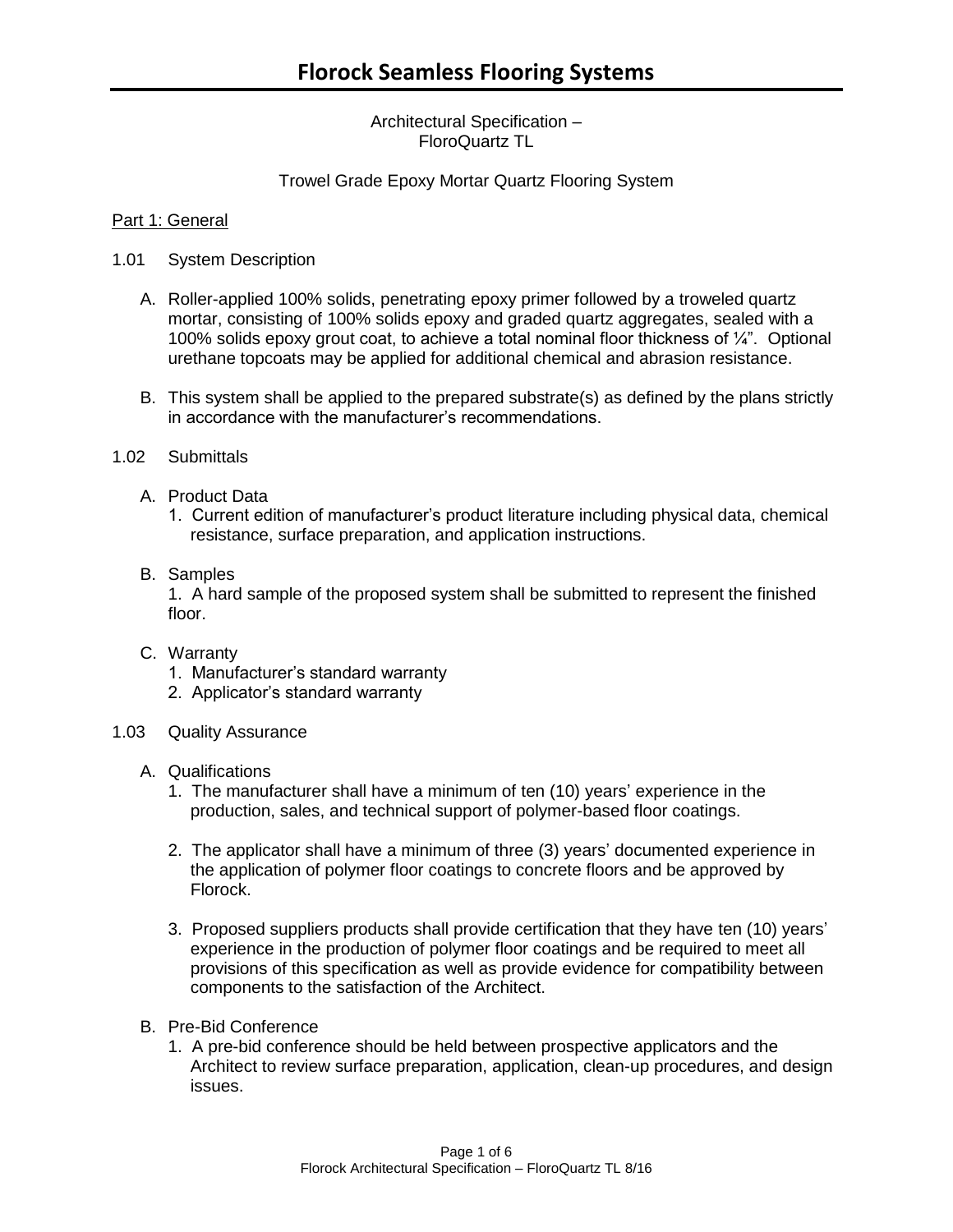# Florock Seamless Flooring Systems

Architectural Specification –
FloroQuartz TL

Trowel Grade Epoxy Mortar Quartz Flooring System

## Part 1: General

1.01 System Description

A. Roller-applied 100% solids, penetrating epoxy primer followed by a troweled quartz mortar, consisting of 100% solids epoxy and graded quartz aggregates, sealed with a 100% solids epoxy grout coat, to achieve a total nominal floor thickness of ¼". Optional urethane topcoats may be applied for additional chemical and abrasion resistance.

B. This system shall be applied to the prepared substrate(s) as defined by the plans strictly in accordance with the manufacturer's recommendations.

1.02 Submittals

A. Product Data
   1. Current edition of manufacturer's product literature including physical data, chemical resistance, surface preparation, and application instructions.

B. Samples
   1. A hard sample of the proposed system shall be submitted to represent the finished floor.

C. Warranty
   1. Manufacturer's standard warranty
   2. Applicator's standard warranty

1.03 Quality Assurance

A. Qualifications
   1. The manufacturer shall have a minimum of ten (10) years' experience in the production, sales, and technical support of polymer-based floor coatings.
   2. The applicator shall have a minimum of three (3) years' documented experience in the application of polymer floor coatings to concrete floors and be approved by Florock.
   3. Proposed suppliers products shall provide certification that they have ten (10) years' experience in the production of polymer floor coatings and be required to meet all provisions of this specification as well as provide evidence for compatibility between components to the satisfaction of the Architect.

B. Pre-Bid Conference
   1. A pre-bid conference should be held between prospective applicators and the Architect to review surface preparation, application, clean-up procedures, and design issues.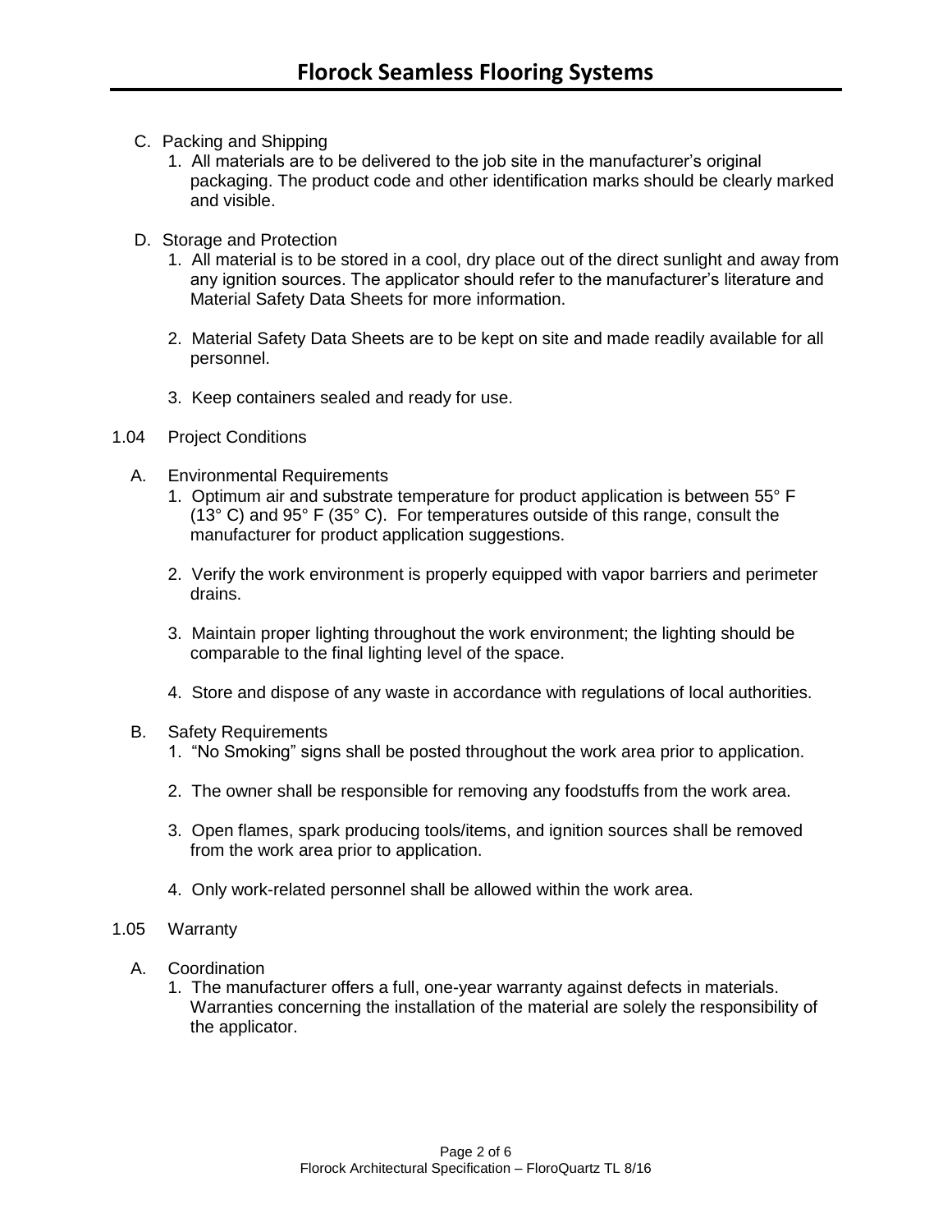C. Packing and Shipping

1. All materials are to be delivered to the job site in the manufacturer's original packaging. The product code and other identification marks should be clearly marked and visible.

D. Storage and Protection

1. All material is to be stored in a cool, dry place out of the direct sunlight and away from any ignition sources. The applicator should refer to the manufacturer's literature and Material Safety Data Sheets for more information.

2. Material Safety Data Sheets are to be kept on site and made readily available for all personnel.

3. Keep containers sealed and ready for use.

1.04 Project Conditions

A. Environmental Requirements

1. Optimum air and substrate temperature for product application is between 55° F (13° C) and 95° F (35° C). For temperatures outside of this range, consult the manufacturer for product application suggestions.

2. Verify the work environment is properly equipped with vapor barriers and perimeter drains.

3. Maintain proper lighting throughout the work environment; the lighting should be comparable to the final lighting level of the space.

4. Store and dispose of any waste in accordance with regulations of local authorities.

B. Safety Requirements

1. "No Smoking" signs shall be posted throughout the work area prior to application.

2. The owner shall be responsible for removing any foodstuffs from the work area.

3. Open flames, spark producing tools/items, and ignition sources shall be removed from the work area prior to application.

4. Only work-related personnel shall be allowed within the work area.

1.05 Warranty

A. Coordination

1. The manufacturer offers a full, one-year warranty against defects in materials. Warranties concerning the installation of the material are solely the responsibility of the applicator.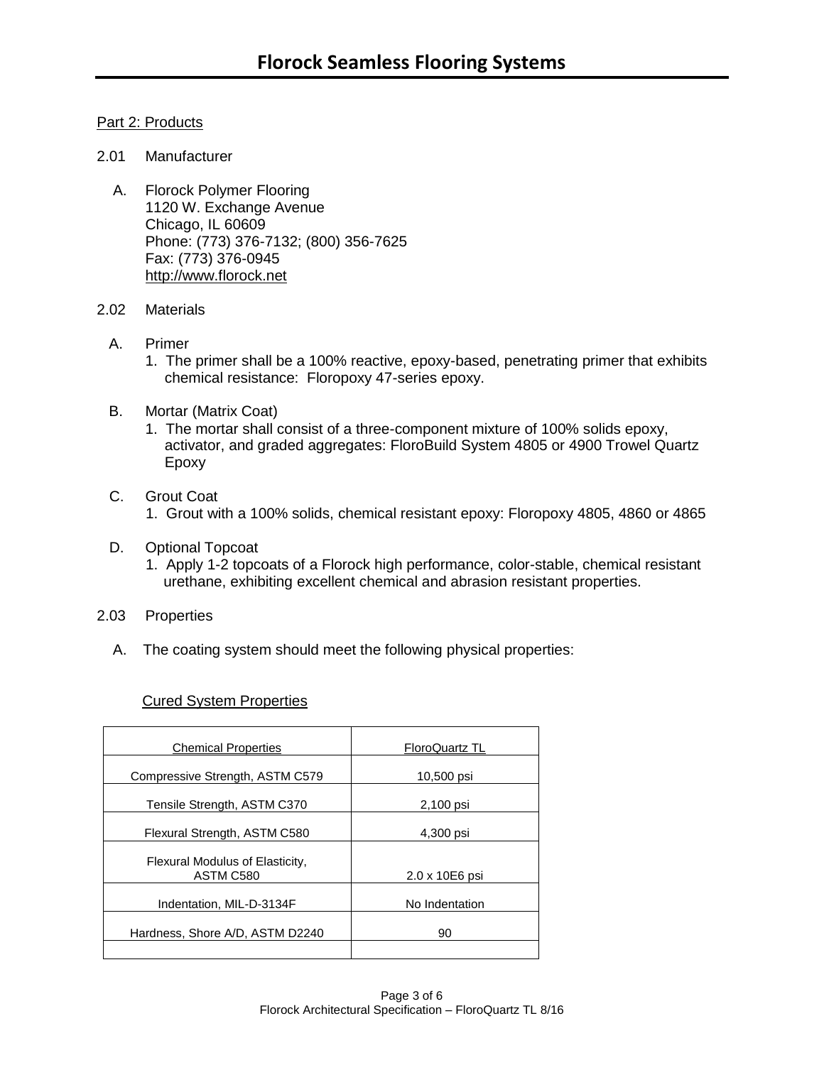# Florock Seamless Flooring Systems

Part 2: Products

2.01 Manufacturer

A. Florock Polymer Flooring
1120 W. Exchange Avenue
Chicago, IL 60609
Phone: (773) 376-7132; (800) 356-7625
Fax: (773) 376-0945
http://www.florock.net

2.02 Materials

A. Primer
1. The primer shall be a 100% reactive, epoxy-based, penetrating primer that exhibits chemical resistance: Floropoxy 47-series epoxy.

B. Mortar (Matrix Coat)
1. The mortar shall consist of a three-component mixture of 100% solids epoxy, activator, and graded aggregates: FloroBuild System 4805 or 4900 Trowel Quartz Epoxy

C. Grout Coat
1. Grout with a 100% solids, chemical resistant epoxy: Floropoxy 4805, 4860 or 4865

D. Optional Topcoat
1. Apply 1-2 topcoats of a Florock high performance, color-stable, chemical resistant urethane, exhibiting excellent chemical and abrasion resistant properties.

2.03 Properties

A. The coating system should meet the following physical properties:

Cured System Properties

| Chemical Properties | FloroQuartz TL |
|---|---|
| Compressive Strength, ASTM C579 | 10,500 psi |
| Tensile Strength, ASTM C370 | 2,100 psi |
| Flexural Strength, ASTM C580 | 4,300 psi |
| Flexural Modulus of Elasticity, ASTM C580 | 2.0 x 10E6 psi |
| Indentation, MIL-D-3134F | No Indentation |
| Hardness, Shore A/D, ASTM D2240 | 90 |
| | |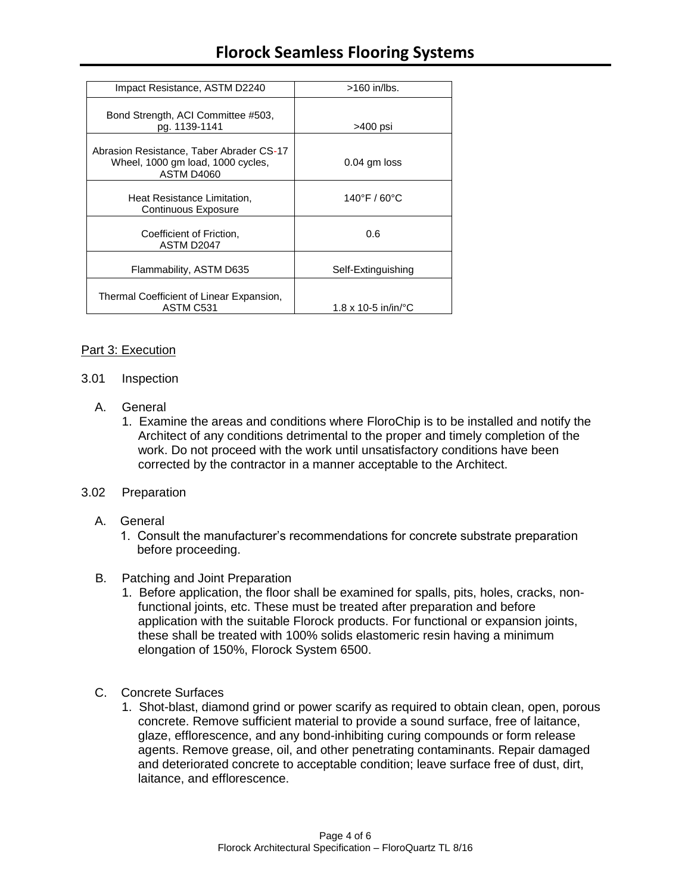| Property | Value |
|---|---|
| Impact Resistance, ASTM D2240 | >160 in/lbs. |
| Bond Strength, ACI Committee #503, pg. 1139-1141 | >400 psi |
| Abrasion Resistance, Taber Abrader CS-17 Wheel, 1000 gm load, 1000 cycles, ASTM D4060 | 0.04 gm loss |
| Heat Resistance Limitation, Continuous Exposure | 140°F / 60°C |
| Coefficient of Friction, ASTM D2047 | 0.6 |
| Flammability, ASTM D635 | Self-Extinguishing |
| Thermal Coefficient of Linear Expansion, ASTM C531 | 1.8 x 10-5 in/in/°C |

## Part 3: Execution

### 3.01 Inspection

A. General

1. Examine the areas and conditions where FloroChip is to be installed and notify the Architect of any conditions detrimental to the proper and timely completion of the work. Do not proceed with the work until unsatisfactory conditions have been corrected by the contractor in a manner acceptable to the Architect.

### 3.02 Preparation

A. General

1. Consult the manufacturer's recommendations for concrete substrate preparation before proceeding.

B. Patching and Joint Preparation

1. Before application, the floor shall be examined for spalls, pits, holes, cracks, non-functional joints, etc. These must be treated after preparation and before application with the suitable Florock products. For functional or expansion joints, these shall be treated with 100% solids elastomeric resin having a minimum elongation of 150%, Florock System 6500.

C. Concrete Surfaces

1. Shot-blast, diamond grind or power scarify as required to obtain clean, open, porous concrete. Remove sufficient material to provide a sound surface, free of laitance, glaze, efflorescence, and any bond-inhibiting curing compounds or form release agents. Remove grease, oil, and other penetrating contaminants. Repair damaged and deteriorated concrete to acceptable condition; leave surface free of dust, dirt, laitance, and efflorescence.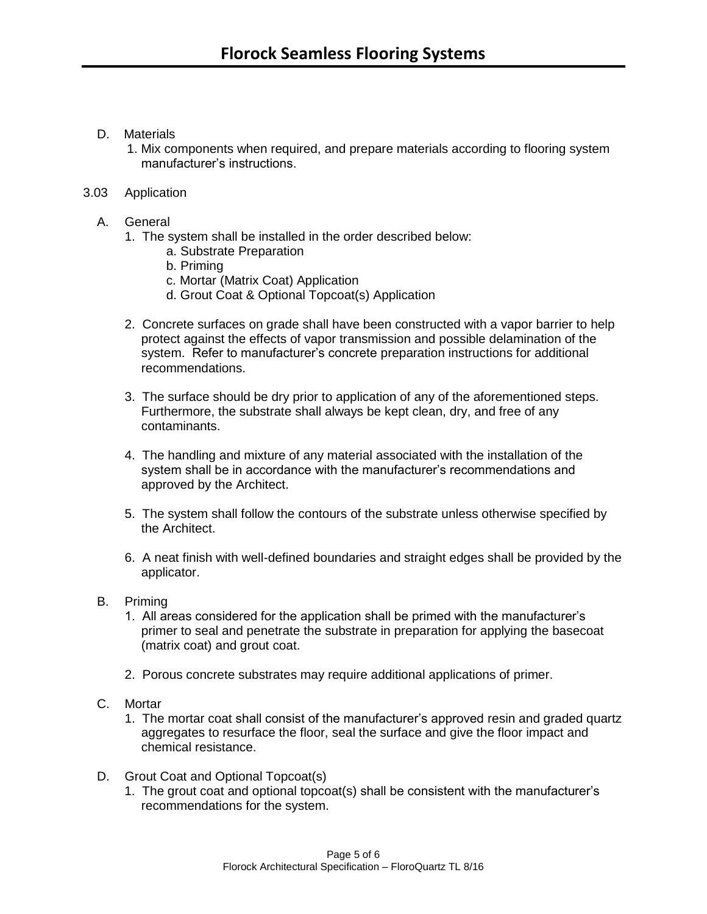D. Materials

1. Mix components when required, and prepare materials according to flooring system manufacturer's instructions.

3.03 Application

A. General

1. The system shall be installed in the order described below:
    a. Substrate Preparation
    b. Priming
    c. Mortar (Matrix Coat) Application
    d. Grout Coat & Optional Topcoat(s) Application

2. Concrete surfaces on grade shall have been constructed with a vapor barrier to help protect against the effects of vapor transmission and possible delamination of the system. Refer to manufacturer's concrete preparation instructions for additional recommendations.

3. The surface should be dry prior to application of any of the aforementioned steps. Furthermore, the substrate shall always be kept clean, dry, and free of any contaminants.

4. The handling and mixture of any material associated with the installation of the system shall be in accordance with the manufacturer's recommendations and approved by the Architect.

5. The system shall follow the contours of the substrate unless otherwise specified by the Architect.

6. A neat finish with well-defined boundaries and straight edges shall be provided by the applicator.

B. Priming

1. All areas considered for the application shall be primed with the manufacturer's primer to seal and penetrate the substrate in preparation for applying the basecoat (matrix coat) and grout coat.

2. Porous concrete substrates may require additional applications of primer.

C. Mortar

1. The mortar coat shall consist of the manufacturer's approved resin and graded quartz aggregates to resurface the floor, seal the surface and give the floor impact and chemical resistance.

D. Grout Coat and Optional Topcoat(s)

1. The grout coat and optional topcoat(s) shall be consistent with the manufacturer's recommendations for the system.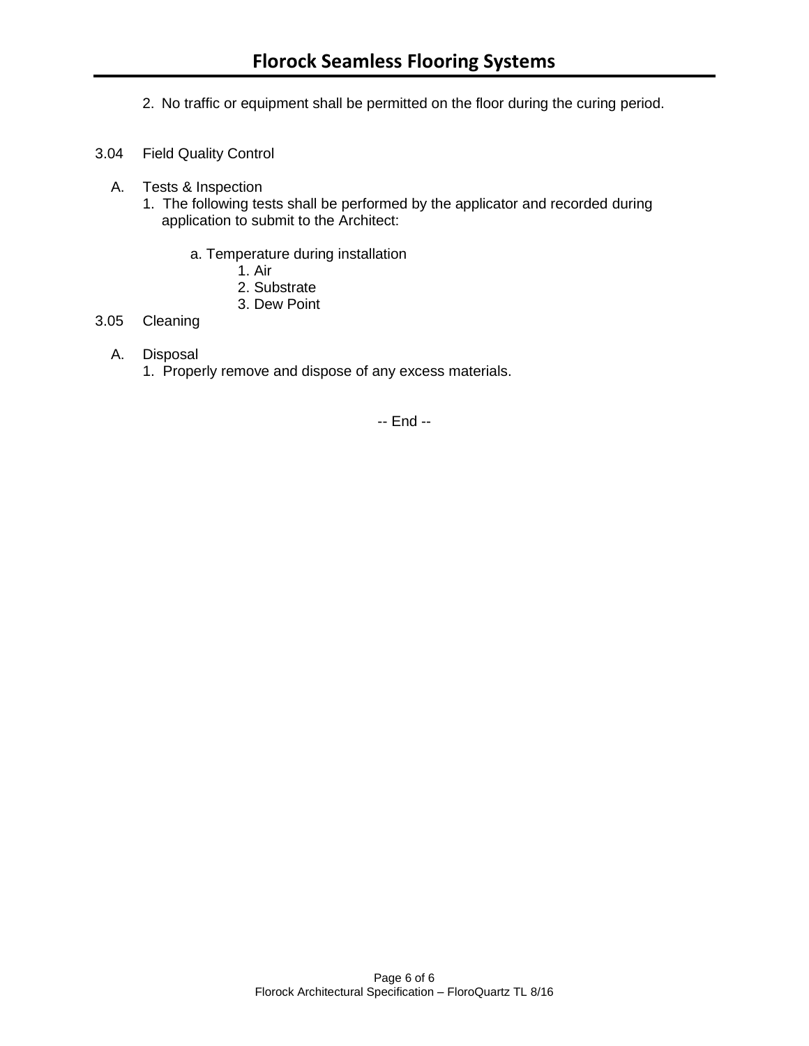2. No traffic or equipment shall be permitted on the floor during the curing period.

3.04 Field Quality Control

A. Tests & Inspection

1. The following tests shall be performed by the applicator and recorded during application to submit to the Architect:

   a. Temperature during installation

      1. Air
      2. Substrate
      3. Dew Point

3.05 Cleaning

A. Disposal

1. Properly remove and dispose of any excess materials.

-- End --